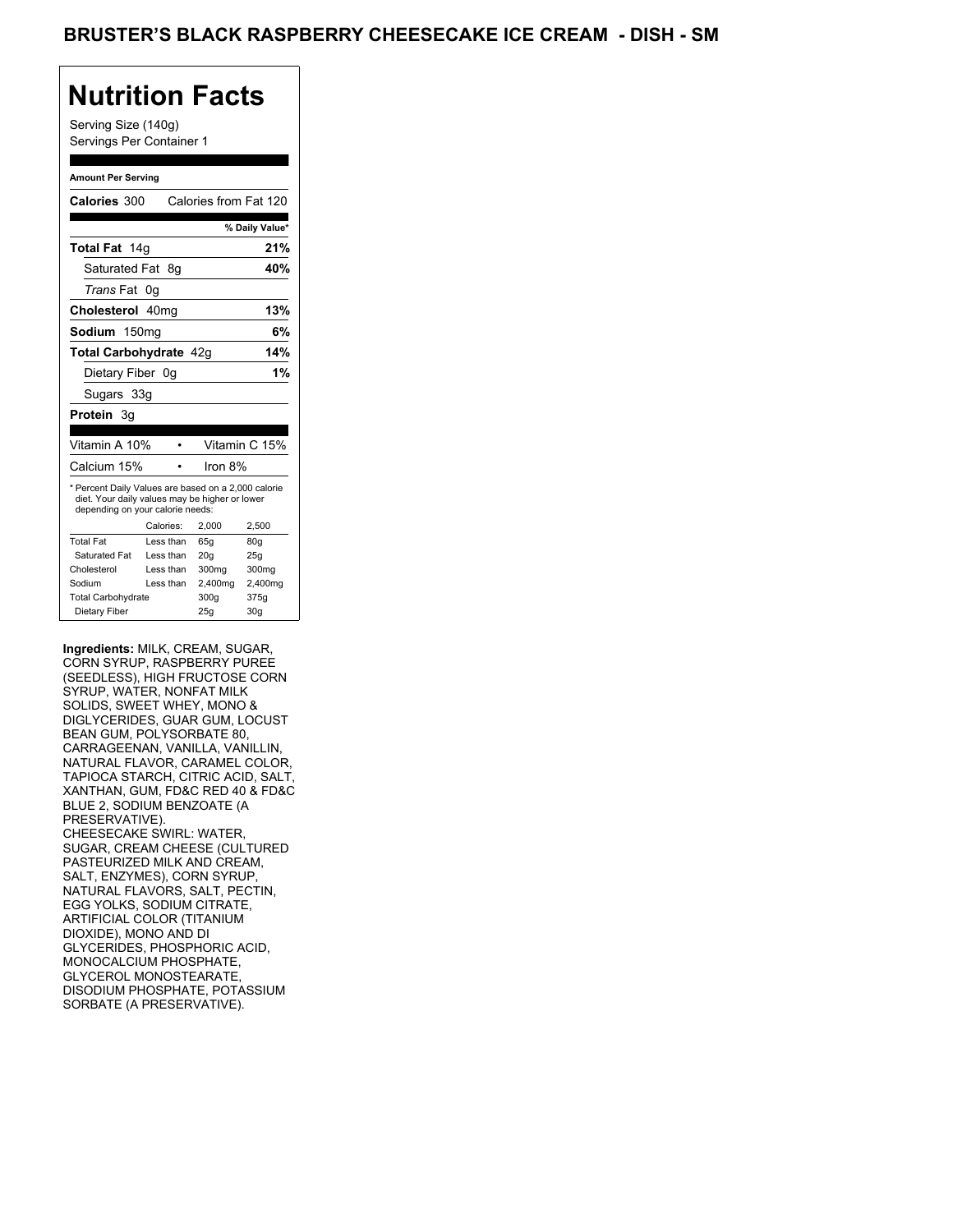# BRUSTER'S BLACK RASPBERRY CHEESECAKE ICE CREAM - DISH - SM

## Nutrition Facts

Serving Size (140g)
Servings Per Container 1

**Amount Per Serving**

| | |
|---|---|
| **Calories** 300 | Calories from Fat 120 |
| | **% Daily Value*** |
| **Total Fat** 14g | **21%** |
| Saturated Fat 8g | **40%** |
| *Trans* Fat 0g | |
| **Cholesterol** 40mg | **13%** |
| **Sodium** 150mg | **6%** |
| **Total Carbohydrate** 42g | **14%** |
| Dietary Fiber 0g | **1%** |
| Sugars 33g | |
| **Protein** 3g | |

| | |
|---|---|
| Vitamin A 10% | Vitamin C 15% |
| Calcium 15% | Iron 8% |

\* Percent Daily Values are based on a 2,000 calorie diet. Your daily values may be higher or lower depending on your calorie needs:

| | Calories: | 2,000 | 2,500 |
|---|---|---|---|
| Total Fat | Less than | 65g | 80g |
| Saturated Fat | Less than | 20g | 25g |
| Cholesterol | Less than | 300mg | 300mg |
| Sodium | Less than | 2,400mg | 2,400mg |
| Total Carbohydrate | | 300g | 375g |
| Dietary Fiber | | 25g | 30g |

**Ingredients:** MILK, CREAM, SUGAR, CORN SYRUP, RASPBERRY PUREE (SEEDLESS), HIGH FRUCTOSE CORN SYRUP, WATER, NONFAT MILK SOLIDS, SWEET WHEY, MONO & DIGLYCERIDES, GUAR GUM, LOCUST BEAN GUM, POLYSORBATE 80, CARRAGEENAN, VANILLA, VANILLIN, NATURAL FLAVOR, CARAMEL COLOR, TAPIOCA STARCH, CITRIC ACID, SALT, XANTHAN, GUM, FD&C RED 40 & FD&C BLUE 2, SODIUM BENZOATE (A PRESERVATIVE).
CHEESECAKE SWIRL: WATER, SUGAR, CREAM CHEESE (CULTURED PASTEURIZED MILK AND CREAM, SALT, ENZYMES), CORN SYRUP, NATURAL FLAVORS, SALT, PECTIN, EGG YOLKS, SODIUM CITRATE, ARTIFICIAL COLOR (TITANIUM DIOXIDE), MONO AND DI GLYCERIDES, PHOSPHORIC ACID, MONOCALCIUM PHOSPHATE, GLYCEROL MONOSTEARATE, DISODIUM PHOSPHATE, POTASSIUM SORBATE (A PRESERVATIVE).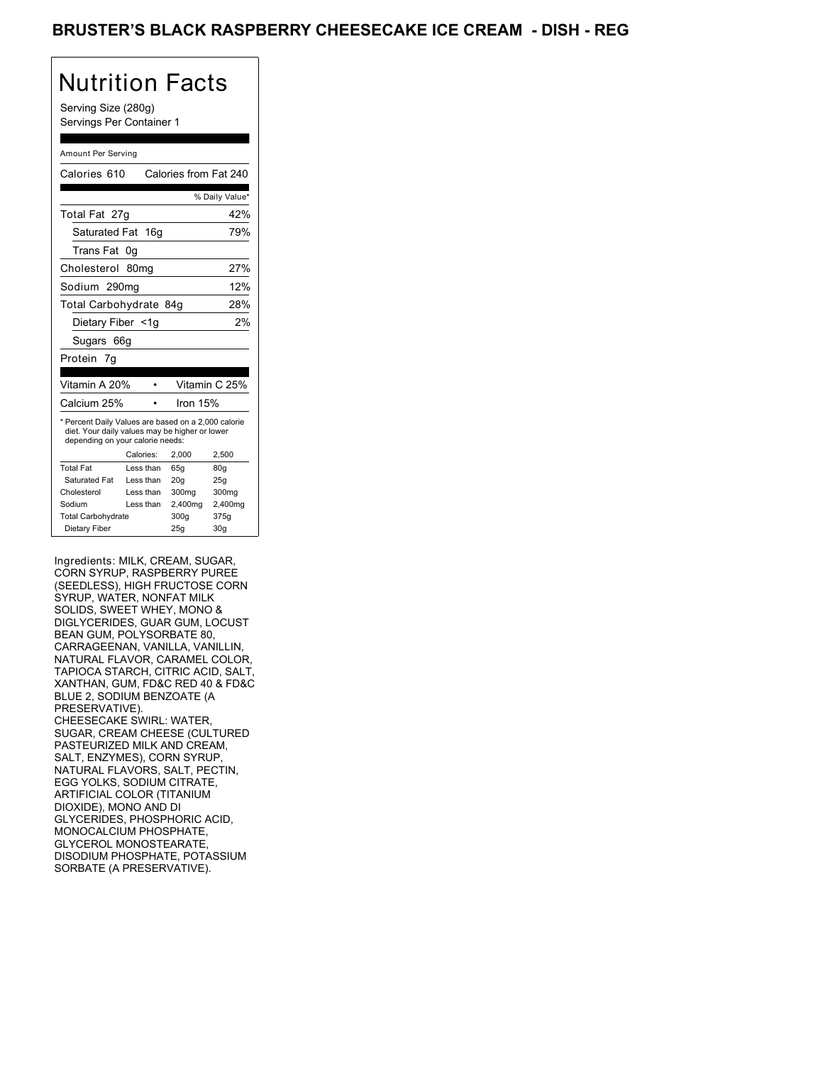# BRUSTER'S BLACK RASPBERRY CHEESECAKE ICE CREAM - DISH - REG

## Nutrition Facts

Serving Size (280g)
Servings Per Container 1

Amount Per Serving

| | |
|---|---|
| Calories 610 | Calories from Fat 240 |
| | % Daily Value* |
| Total Fat 27g | 42% |
| Saturated Fat 16g | 79% |
| Trans Fat 0g | |
| Cholesterol 80mg | 27% |
| Sodium 290mg | 12% |
| Total Carbohydrate 84g | 28% |
| Dietary Fiber <1g | 2% |
| Sugars 66g | |
| Protein 7g | |
| Vitamin A 20% | Vitamin C 25% |
| Calcium 25% | Iron 15% |

* Percent Daily Values are based on a 2,000 calorie diet. Your daily values may be higher or lower depending on your calorie needs:

| | Calories: | 2,000 | 2,500 |
|---|---|---|---|
| Total Fat | Less than | 65g | 80g |
| Saturated Fat | Less than | 20g | 25g |
| Cholesterol | Less than | 300mg | 300mg |
| Sodium | Less than | 2,400mg | 2,400mg |
| Total Carbohydrate | | 300g | 375g |
| Dietary Fiber | | 25g | 30g |

Ingredients: MILK, CREAM, SUGAR, CORN SYRUP, RASPBERRY PUREE (SEEDLESS), HIGH FRUCTOSE CORN SYRUP, WATER, NONFAT MILK SOLIDS, SWEET WHEY, MONO & DIGLYCERIDES, GUAR GUM, LOCUST BEAN GUM, POLYSORBATE 80, CARRAGEENAN, VANILLA, VANILLIN, NATURAL FLAVOR, CARAMEL COLOR, TAPIOCA STARCH, CITRIC ACID, SALT, XANTHAN, GUM, FD&C RED 40 & FD&C BLUE 2, SODIUM BENZOATE (A PRESERVATIVE).
CHEESECAKE SWIRL: WATER, SUGAR, CREAM CHEESE (CULTURED PASTEURIZED MILK AND CREAM, SALT, ENZYMES), CORN SYRUP, NATURAL FLAVORS, SALT, PECTIN, EGG YOLKS, SODIUM CITRATE, ARTIFICIAL COLOR (TITANIUM DIOXIDE), MONO AND DI GLYCERIDES, PHOSPHORIC ACID, MONOCALCIUM PHOSPHATE, GLYCEROL MONOSTEARATE, DISODIUM PHOSPHATE, POTASSIUM SORBATE (A PRESERVATIVE).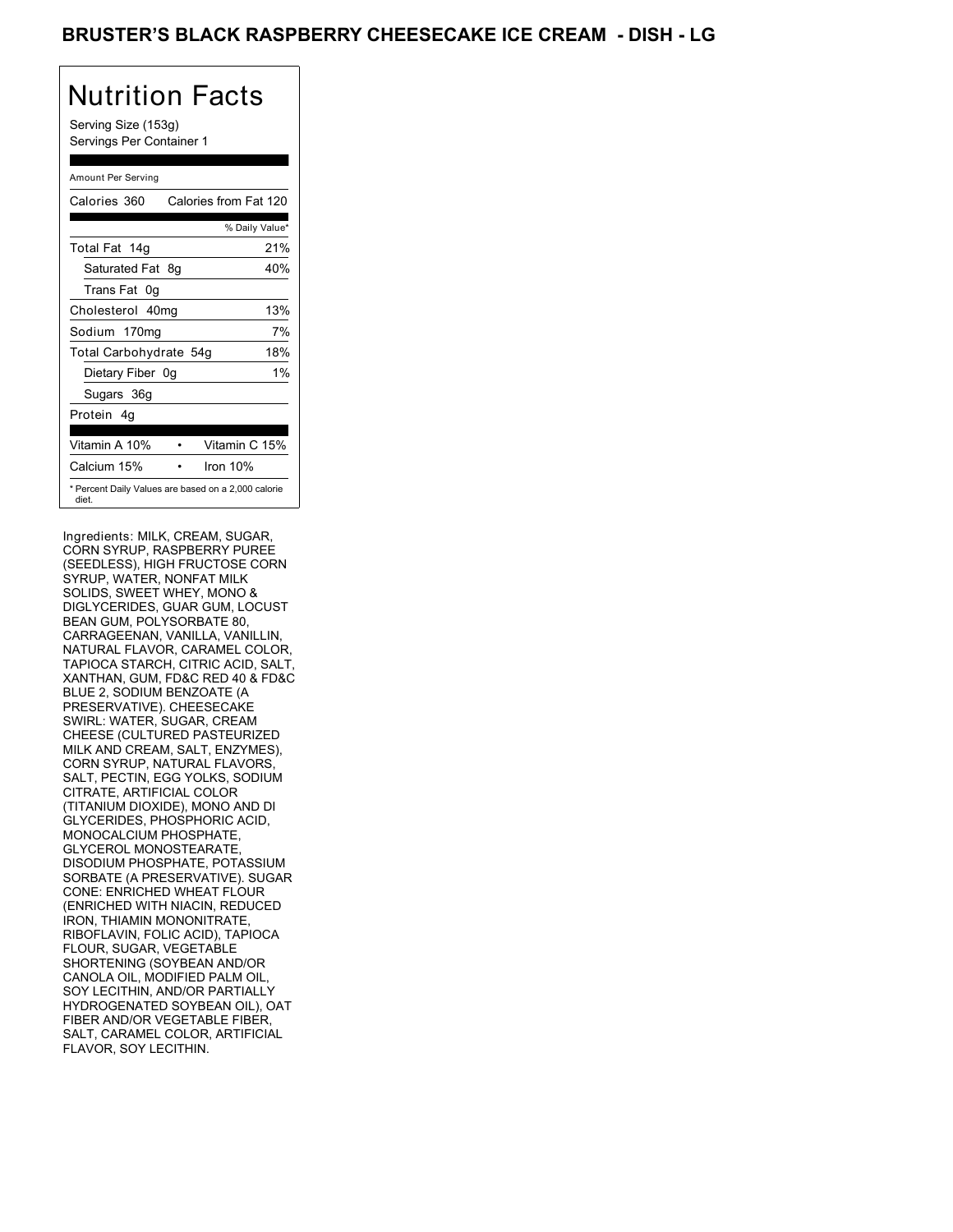# BRUSTER'S BLACK RASPBERRY CHEESECAKE ICE CREAM - DISH - LG

## Nutrition Facts

Serving Size (153g)
Servings Per Container 1

| Amount Per Serving | |
|---|---|
| Calories 360 | Calories from Fat 120 |
| | % Daily Value* |
| Total Fat 14g | 21% |
| Saturated Fat 8g | 40% |
| Trans Fat 0g | |
| Cholesterol 40mg | 13% |
| Sodium 170mg | 7% |
| Total Carbohydrate 54g | 18% |
| Dietary Fiber 0g | 1% |
| Sugars 36g | |
| Protein 4g | |
| Vitamin A 10% | Vitamin C 15% |
| Calcium 15% | Iron 10% |

* Percent Daily Values are based on a 2,000 calorie diet.

Ingredients: MILK, CREAM, SUGAR, CORN SYRUP, RASPBERRY PUREE (SEEDLESS), HIGH FRUCTOSE CORN SYRUP, WATER, NONFAT MILK SOLIDS, SWEET WHEY, MONO & DIGLYCERIDES, GUAR GUM, LOCUST BEAN GUM, POLYSORBATE 80, CARRAGEENAN, VANILLA, VANILLIN, NATURAL FLAVOR, CARAMEL COLOR, TAPIOCA STARCH, CITRIC ACID, SALT, XANTHAN, GUM, FD&C RED 40 & FD&C BLUE 2, SODIUM BENZOATE (A PRESERVATIVE). CHEESECAKE SWIRL: WATER, SUGAR, CREAM CHEESE (CULTURED PASTEURIZED MILK AND CREAM, SALT, ENZYMES), CORN SYRUP, NATURAL FLAVORS, SALT, PECTIN, EGG YOLKS, SODIUM CITRATE, ARTIFICIAL COLOR (TITANIUM DIOXIDE), MONO AND DI GLYCERIDES, PHOSPHORIC ACID, MONOCALCIUM PHOSPHATE, GLYCEROL MONOSTEARATE, DISODIUM PHOSPHATE, POTASSIUM SORBATE (A PRESERVATIVE). SUGAR CONE: ENRICHED WHEAT FLOUR (ENRICHED WITH NIACIN, REDUCED IRON, THIAMIN MONONITRATE, RIBOFLAVIN, FOLIC ACID), TAPIOCA FLOUR, SUGAR, VEGETABLE SHORTENING (SOYBEAN AND/OR CANOLA OIL, MODIFIED PALM OIL, SOY LECITHIN, AND/OR PARTIALLY HYDROGENATED SOYBEAN OIL), OAT FIBER AND/OR VEGETABLE FIBER, SALT, CARAMEL COLOR, ARTIFICIAL FLAVOR, SOY LECITHIN.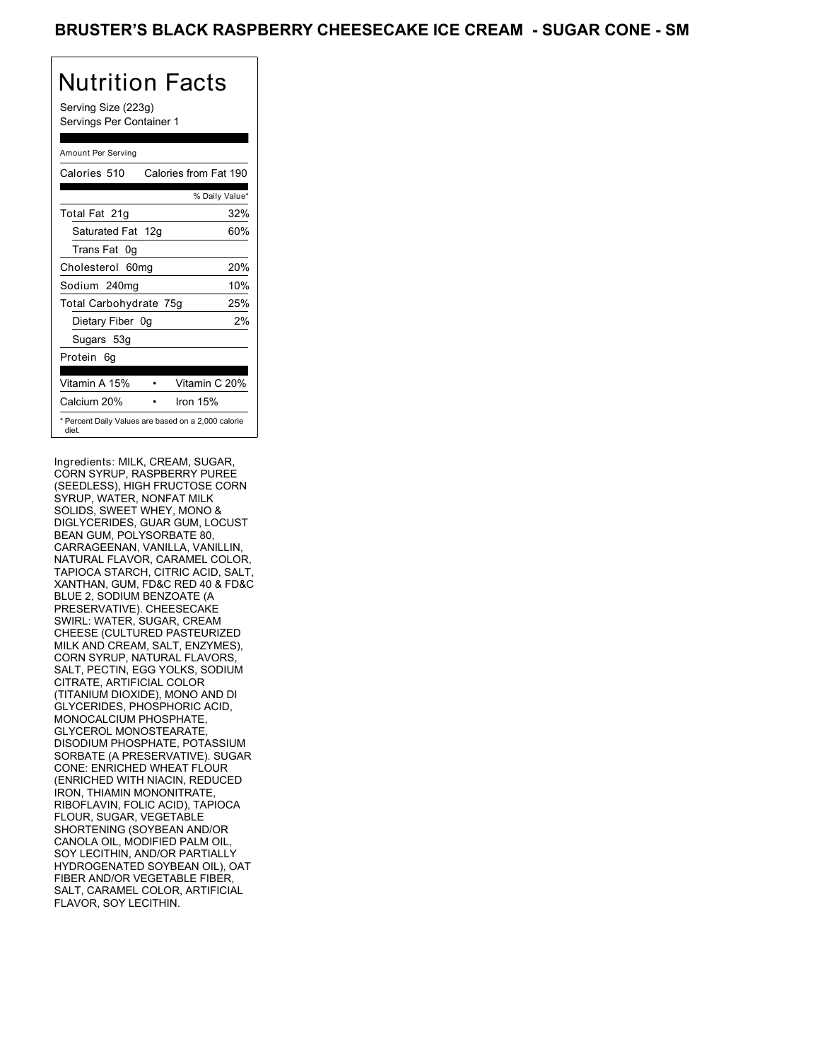# BRUSTER'S BLACK RASPBERRY CHEESECAKE ICE CREAM - SUGAR CONE - SM

## Nutrition Facts

Serving Size (223g)
Servings Per Container 1

| Amount Per Serving | |
|---|---|
| Calories 510 | Calories from Fat 190 |
| | % Daily Value* |
| Total Fat 21g | 32% |
| Saturated Fat 12g | 60% |
| Trans Fat 0g | |
| Cholesterol 60mg | 20% |
| Sodium 240mg | 10% |
| Total Carbohydrate 75g | 25% |
| Dietary Fiber 0g | 2% |
| Sugars 53g | |
| Protein 6g | |
| Vitamin A 15% | Vitamin C 20% |
| Calcium 20% | Iron 15% |

* Percent Daily Values are based on a 2,000 calorie diet.

Ingredients: MILK, CREAM, SUGAR, CORN SYRUP, RASPBERRY PUREE (SEEDLESS), HIGH FRUCTOSE CORN SYRUP, WATER, NONFAT MILK SOLIDS, SWEET WHEY, MONO & DIGLYCERIDES, GUAR GUM, LOCUST BEAN GUM, POLYSORBATE 80, CARRAGEENAN, VANILLA, VANILLIN, NATURAL FLAVOR, CARAMEL COLOR, TAPIOCA STARCH, CITRIC ACID, SALT, XANTHAN, GUM, FD&C RED 40 & FD&C BLUE 2, SODIUM BENZOATE (A PRESERVATIVE). CHEESECAKE SWIRL: WATER, SUGAR, CREAM CHEESE (CULTURED PASTEURIZED MILK AND CREAM, SALT, ENZYMES), CORN SYRUP, NATURAL FLAVORS, SALT, PECTIN, EGG YOLKS, SODIUM CITRATE, ARTIFICIAL COLOR (TITANIUM DIOXIDE), MONO AND DI GLYCERIDES, PHOSPHORIC ACID, MONOCALCIUM PHOSPHATE, GLYCEROL MONOSTEARATE, DISODIUM PHOSPHATE, POTASSIUM SORBATE (A PRESERVATIVE). SUGAR CONE: ENRICHED WHEAT FLOUR (ENRICHED WITH NIACIN, REDUCED IRON, THIAMIN MONONITRATE, RIBOFLAVIN, FOLIC ACID), TAPIOCA FLOUR, SUGAR, VEGETABLE SHORTENING (SOYBEAN AND/OR CANOLA OIL, MODIFIED PALM OIL, SOY LECITHIN, AND/OR PARTIALLY HYDROGENATED SOYBEAN OIL), OAT FIBER AND/OR VEGETABLE FIBER, SALT, CARAMEL COLOR, ARTIFICIAL FLAVOR, SOY LECITHIN.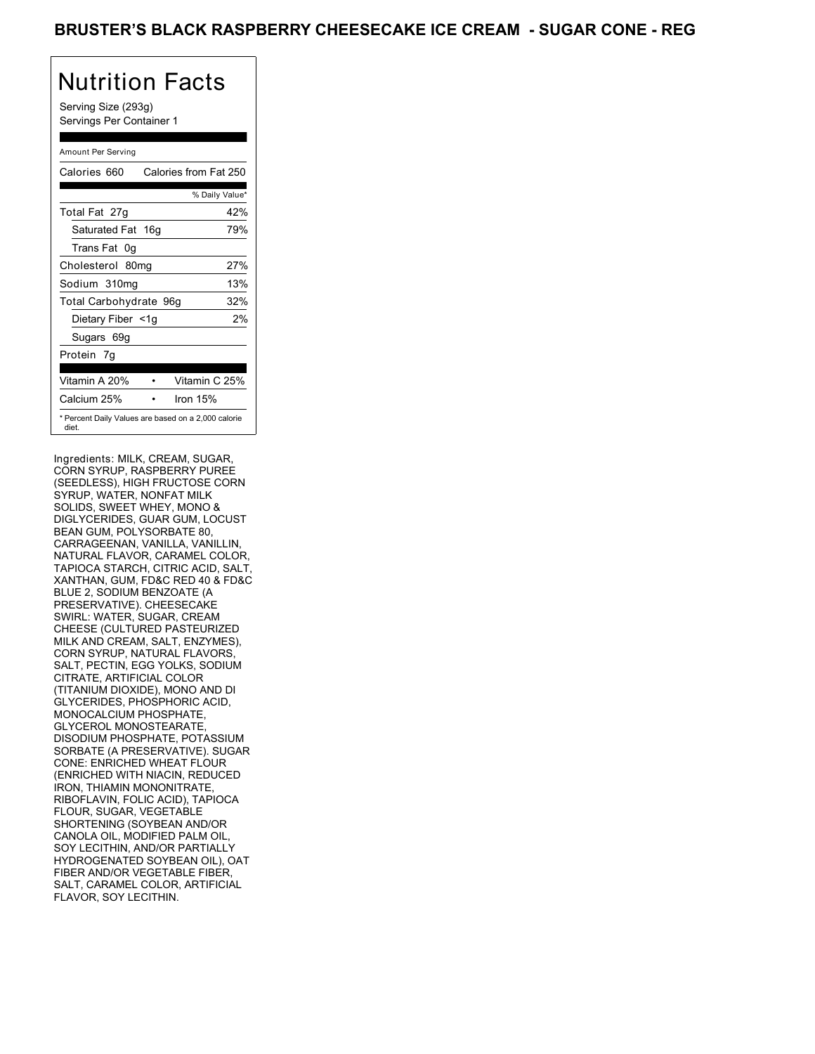# BRUSTER'S BLACK RASPBERRY CHEESECAKE ICE CREAM - SUGAR CONE - REG

## Nutrition Facts

Serving Size (293g)
Servings Per Container 1

Amount Per Serving

| Calories 660 | Calories from Fat 250 |
|---|---|
| | % Daily Value* |
| Total Fat 27g | 42% |
| Saturated Fat 16g | 79% |
| Trans Fat 0g | |
| Cholesterol 80mg | 27% |
| Sodium 310mg | 13% |
| Total Carbohydrate 96g | 32% |
| Dietary Fiber <1g | 2% |
| Sugars 69g | |
| Protein 7g | |
| Vitamin A 20% • | Vitamin C 25% |
| Calcium 25% • | Iron 15% |

* Percent Daily Values are based on a 2,000 calorie diet.

Ingredients: MILK, CREAM, SUGAR, CORN SYRUP, RASPBERRY PUREE (SEEDLESS), HIGH FRUCTOSE CORN SYRUP, WATER, NONFAT MILK SOLIDS, SWEET WHEY, MONO & DIGLYCERIDES, GUAR GUM, LOCUST BEAN GUM, POLYSORBATE 80, CARRAGEENAN, VANILLA, VANILLIN, NATURAL FLAVOR, CARAMEL COLOR, TAPIOCA STARCH, CITRIC ACID, SALT, XANTHAN, GUM, FD&C RED 40 & FD&C BLUE 2, SODIUM BENZOATE (A PRESERVATIVE). CHEESECAKE SWIRL: WATER, SUGAR, CREAM CHEESE (CULTURED PASTEURIZED MILK AND CREAM, SALT, ENZYMES), CORN SYRUP, NATURAL FLAVORS, SALT, PECTIN, EGG YOLKS, SODIUM CITRATE, ARTIFICIAL COLOR (TITANIUM DIOXIDE), MONO AND DI GLYCERIDES, PHOSPHORIC ACID, MONOCALCIUM PHOSPHATE, GLYCEROL MONOSTEARATE, DISODIUM PHOSPHATE, POTASSIUM SORBATE (A PRESERVATIVE). SUGAR CONE: ENRICHED WHEAT FLOUR (ENRICHED WITH NIACIN, REDUCED IRON, THIAMIN MONONITRATE, RIBOFLAVIN, FOLIC ACID), TAPIOCA FLOUR, SUGAR, VEGETABLE SHORTENING (SOYBEAN AND/OR CANOLA OIL, MODIFIED PALM OIL, SOY LECITHIN, AND/OR PARTIALLY HYDROGENATED SOYBEAN OIL), OAT FIBER AND/OR VEGETABLE FIBER, SALT, CARAMEL COLOR, ARTIFICIAL FLAVOR, SOY LECITHIN.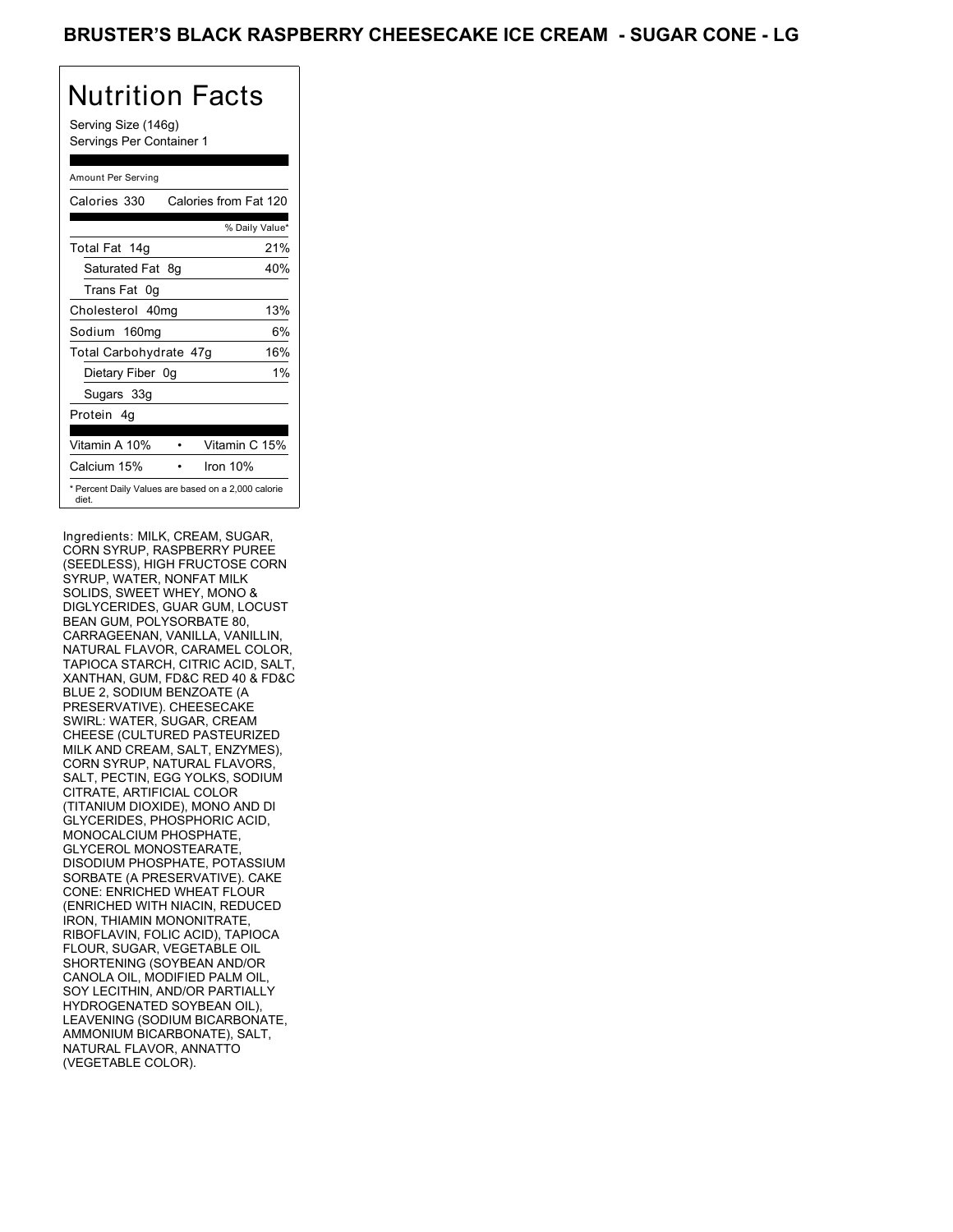# BRUSTER'S BLACK RASPBERRY CHEESECAKE ICE CREAM - SUGAR CONE - LG

## Nutrition Facts

Serving Size (146g)
Servings Per Container 1

| Amount Per Serving | |
|---|---|
| Calories 330 | Calories from Fat 120 |
| | % Daily Value* |
| Total Fat 14g | 21% |
| Saturated Fat 8g | 40% |
| Trans Fat 0g | |
| Cholesterol 40mg | 13% |
| Sodium 160mg | 6% |
| Total Carbohydrate 47g | 16% |
| Dietary Fiber 0g | 1% |
| Sugars 33g | |
| Protein 4g | |
| Vitamin A 10% | Vitamin C 15% |
| Calcium 15% | Iron 10% |

* Percent Daily Values are based on a 2,000 calorie diet.

Ingredients: MILK, CREAM, SUGAR, CORN SYRUP, RASPBERRY PUREE (SEEDLESS), HIGH FRUCTOSE CORN SYRUP, WATER, NONFAT MILK SOLIDS, SWEET WHEY, MONO & DIGLYCERIDES, GUAR GUM, LOCUST BEAN GUM, POLYSORBATE 80, CARRAGEENAN, VANILLA, VANILLIN, NATURAL FLAVOR, CARAMEL COLOR, TAPIOCA STARCH, CITRIC ACID, SALT, XANTHAN, GUM, FD&C RED 40 & FD&C BLUE 2, SODIUM BENZOATE (A PRESERVATIVE). CHEESECAKE SWIRL: WATER, SUGAR, CREAM CHEESE (CULTURED PASTEURIZED MILK AND CREAM, SALT, ENZYMES), CORN SYRUP, NATURAL FLAVORS, SALT, PECTIN, EGG YOLKS, SODIUM CITRATE, ARTIFICIAL COLOR (TITANIUM DIOXIDE), MONO AND DI GLYCERIDES, PHOSPHORIC ACID, MONOCALCIUM PHOSPHATE, GLYCEROL MONOSTEARATE, DISODIUM PHOSPHATE, POTASSIUM SORBATE (A PRESERVATIVE). CAKE CONE: ENRICHED WHEAT FLOUR (ENRICHED WITH NIACIN, REDUCED IRON, THIAMIN MONONITRATE, RIBOFLAVIN, FOLIC ACID), TAPIOCA FLOUR, SUGAR, VEGETABLE OIL SHORTENING (SOYBEAN AND/OR CANOLA OIL, MODIFIED PALM OIL, SOY LECITHIN, AND/OR PARTIALLY HYDROGENATED SOYBEAN OIL), LEAVENING (SODIUM BICARBONATE, AMMONIUM BICARBONATE), SALT, NATURAL FLAVOR, ANNATTO (VEGETABLE COLOR).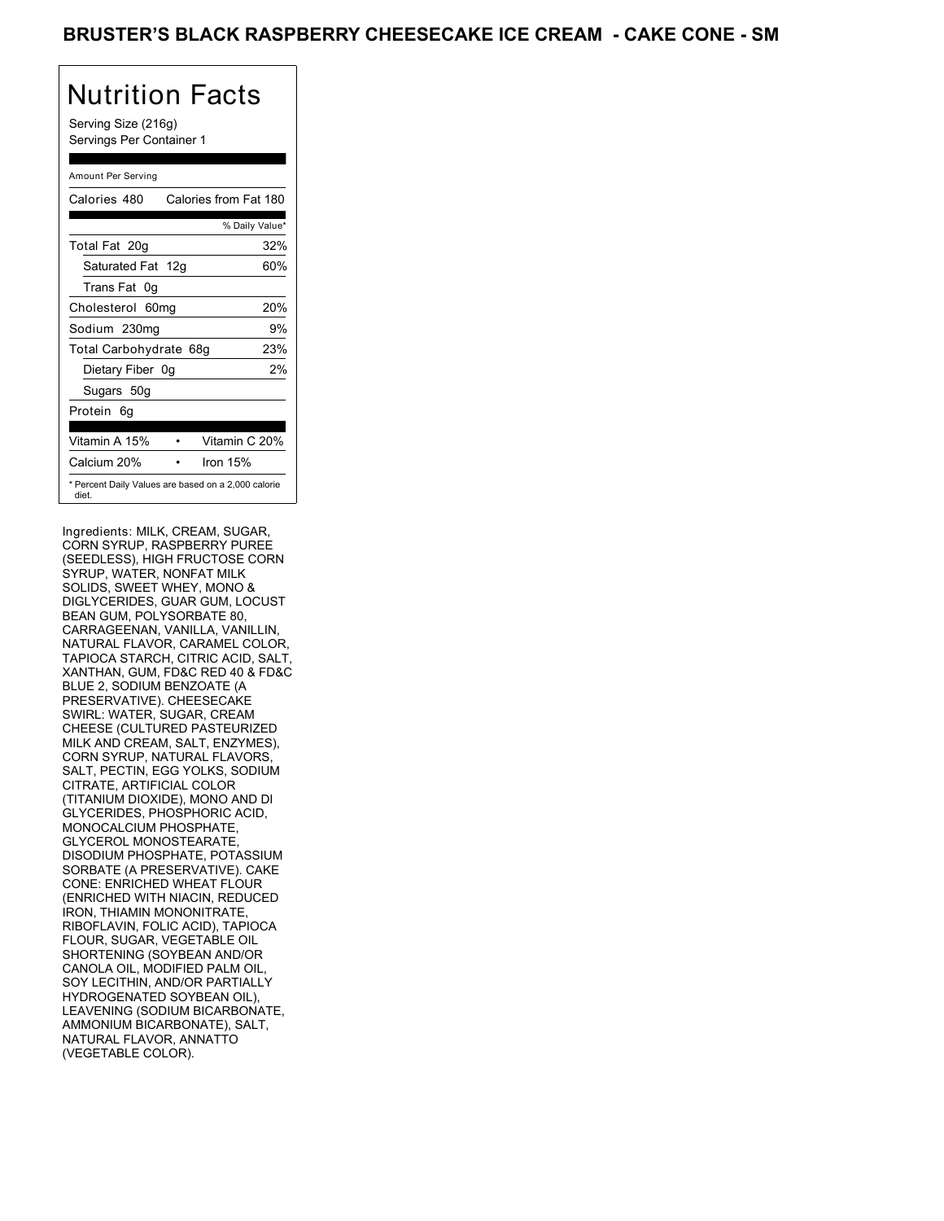# BRUSTER'S BLACK RASPBERRY CHEESECAKE ICE CREAM - CAKE CONE - SM

## Nutrition Facts

Serving Size (216g)
Servings Per Container 1

| Amount Per Serving | |
|---|---|
| Calories 480 | Calories from Fat 180 |
| | % Daily Value* |
| Total Fat 20g | 32% |
| Saturated Fat 12g | 60% |
| Trans Fat 0g | |
| Cholesterol 60mg | 20% |
| Sodium 230mg | 9% |
| Total Carbohydrate 68g | 23% |
| Dietary Fiber 0g | 2% |
| Sugars 50g | |
| Protein 6g | |
| Vitamin A 15% | Vitamin C 20% |
| Calcium 20% | Iron 15% |

\* Percent Daily Values are based on a 2,000 calorie diet.

Ingredients: MILK, CREAM, SUGAR, CORN SYRUP, RASPBERRY PUREE (SEEDLESS), HIGH FRUCTOSE CORN SYRUP, WATER, NONFAT MILK SOLIDS, SWEET WHEY, MONO & DIGLYCERIDES, GUAR GUM, LOCUST BEAN GUM, POLYSORBATE 80, CARRAGEENAN, VANILLA, VANILLIN, NATURAL FLAVOR, CARAMEL COLOR, TAPIOCA STARCH, CITRIC ACID, SALT, XANTHAN, GUM, FD&C RED 40 & FD&C BLUE 2, SODIUM BENZOATE (A PRESERVATIVE). CHEESECAKE SWIRL: WATER, SUGAR, CREAM CHEESE (CULTURED PASTEURIZED MILK AND CREAM, SALT, ENZYMES), CORN SYRUP, NATURAL FLAVORS, SALT, PECTIN, EGG YOLKS, SODIUM CITRATE, ARTIFICIAL COLOR (TITANIUM DIOXIDE), MONO AND DI GLYCERIDES, PHOSPHORIC ACID, MONOCALCIUM PHOSPHATE, GLYCEROL MONOSTEARATE, DISODIUM PHOSPHATE, POTASSIUM SORBATE (A PRESERVATIVE). CAKE CONE: ENRICHED WHEAT FLOUR (ENRICHED WITH NIACIN, REDUCED IRON, THIAMIN MONONITRATE, RIBOFLAVIN, FOLIC ACID), TAPIOCA FLOUR, SUGAR, VEGETABLE OIL SHORTENING (SOYBEAN AND/OR CANOLA OIL, MODIFIED PALM OIL, SOY LECITHIN, AND/OR PARTIALLY HYDROGENATED SOYBEAN OIL), LEAVENING (SODIUM BICARBONATE, AMMONIUM BICARBONATE), SALT, NATURAL FLAVOR, ANNATTO (VEGETABLE COLOR).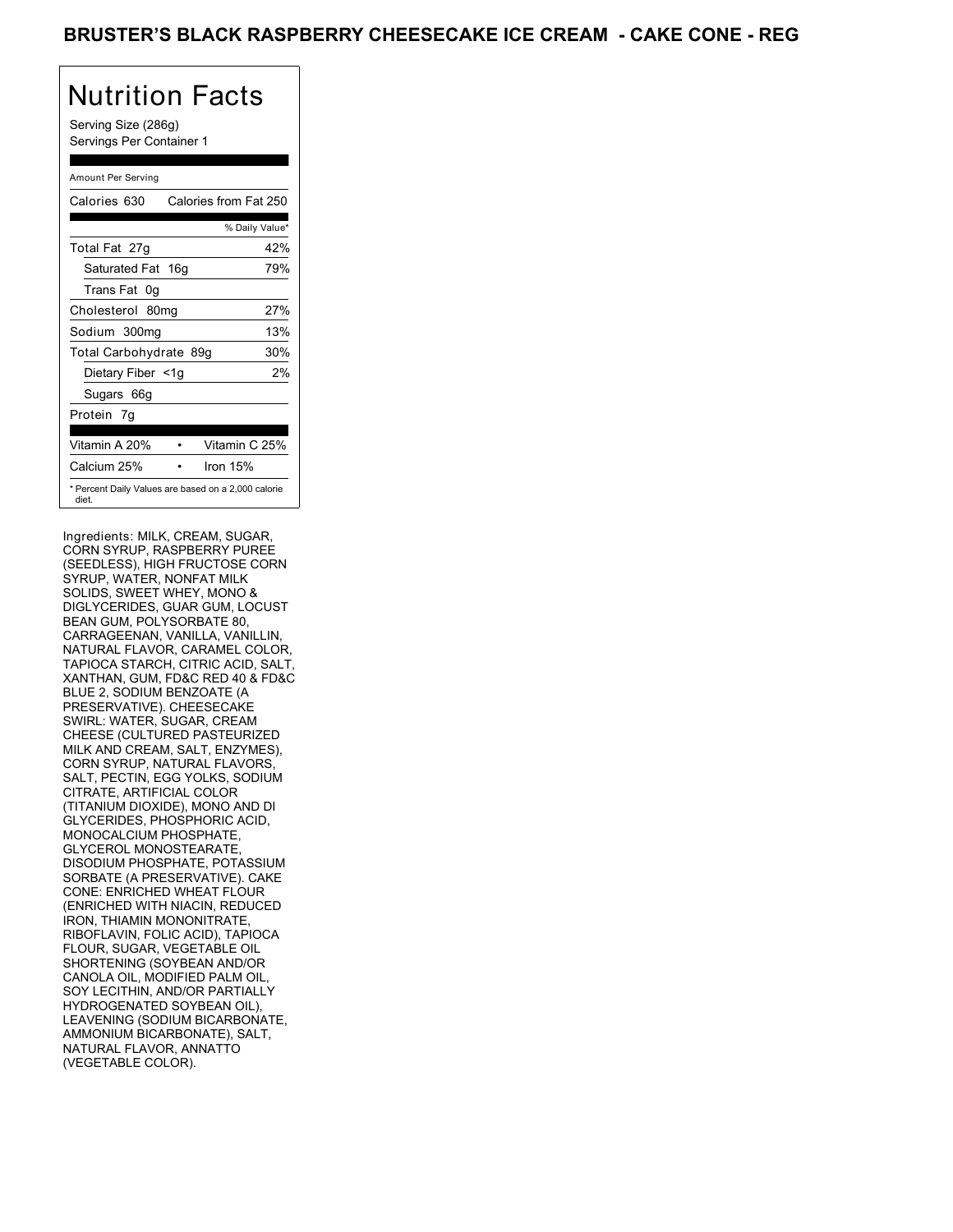# BRUSTER'S BLACK RASPBERRY CHEESECAKE ICE CREAM - CAKE CONE - REG

## Nutrition Facts

Serving Size (286g)
Servings Per Container 1

Amount Per Serving

| Calories 630 | Calories from Fat 250 |
| --- | --- |
| | % Daily Value* |
| Total Fat 27g | 42% |
| Saturated Fat 16g | 79% |
| Trans Fat 0g | |
| Cholesterol 80mg | 27% |
| Sodium 300mg | 13% |
| Total Carbohydrate 89g | 30% |
| Dietary Fiber <1g | 2% |
| Sugars 66g | |
| Protein 7g | |

| Vitamin A 20% | Vitamin C 25% |
| --- | --- |
| Calcium 25% | Iron 15% |

* Percent Daily Values are based on a 2,000 calorie diet.

Ingredients: MILK, CREAM, SUGAR, CORN SYRUP, RASPBERRY PUREE (SEEDLESS), HIGH FRUCTOSE CORN SYRUP, WATER, NONFAT MILK SOLIDS, SWEET WHEY, MONO & DIGLYCERIDES, GUAR GUM, LOCUST BEAN GUM, POLYSORBATE 80, CARRAGEENAN, VANILLA, VANILLIN, NATURAL FLAVOR, CARAMEL COLOR, TAPIOCA STARCH, CITRIC ACID, SALT, XANTHAN, GUM, FD&C RED 40 & FD&C BLUE 2, SODIUM BENZOATE (A PRESERVATIVE). CHEESECAKE SWIRL: WATER, SUGAR, CREAM CHEESE (CULTURED PASTEURIZED MILK AND CREAM, SALT, ENZYMES), CORN SYRUP, NATURAL FLAVORS, SALT, PECTIN, EGG YOLKS, SODIUM CITRATE, ARTIFICIAL COLOR (TITANIUM DIOXIDE), MONO AND DI GLYCERIDES, PHOSPHORIC ACID, MONOCALCIUM PHOSPHATE, GLYCEROL MONOSTEARATE, DISODIUM PHOSPHATE, POTASSIUM SORBATE (A PRESERVATIVE). CAKE CONE: ENRICHED WHEAT FLOUR (ENRICHED WITH NIACIN, REDUCED IRON, THIAMIN MONONITRATE, RIBOFLAVIN, FOLIC ACID), TAPIOCA FLOUR, SUGAR, VEGETABLE OIL SHORTENING (SOYBEAN AND/OR CANOLA OIL, MODIFIED PALM OIL, SOY LECITHIN, AND/OR PARTIALLY HYDROGENATED SOYBEAN OIL), LEAVENING (SODIUM BICARBONATE, AMMONIUM BICARBONATE), SALT, NATURAL FLAVOR, ANNATTO (VEGETABLE COLOR).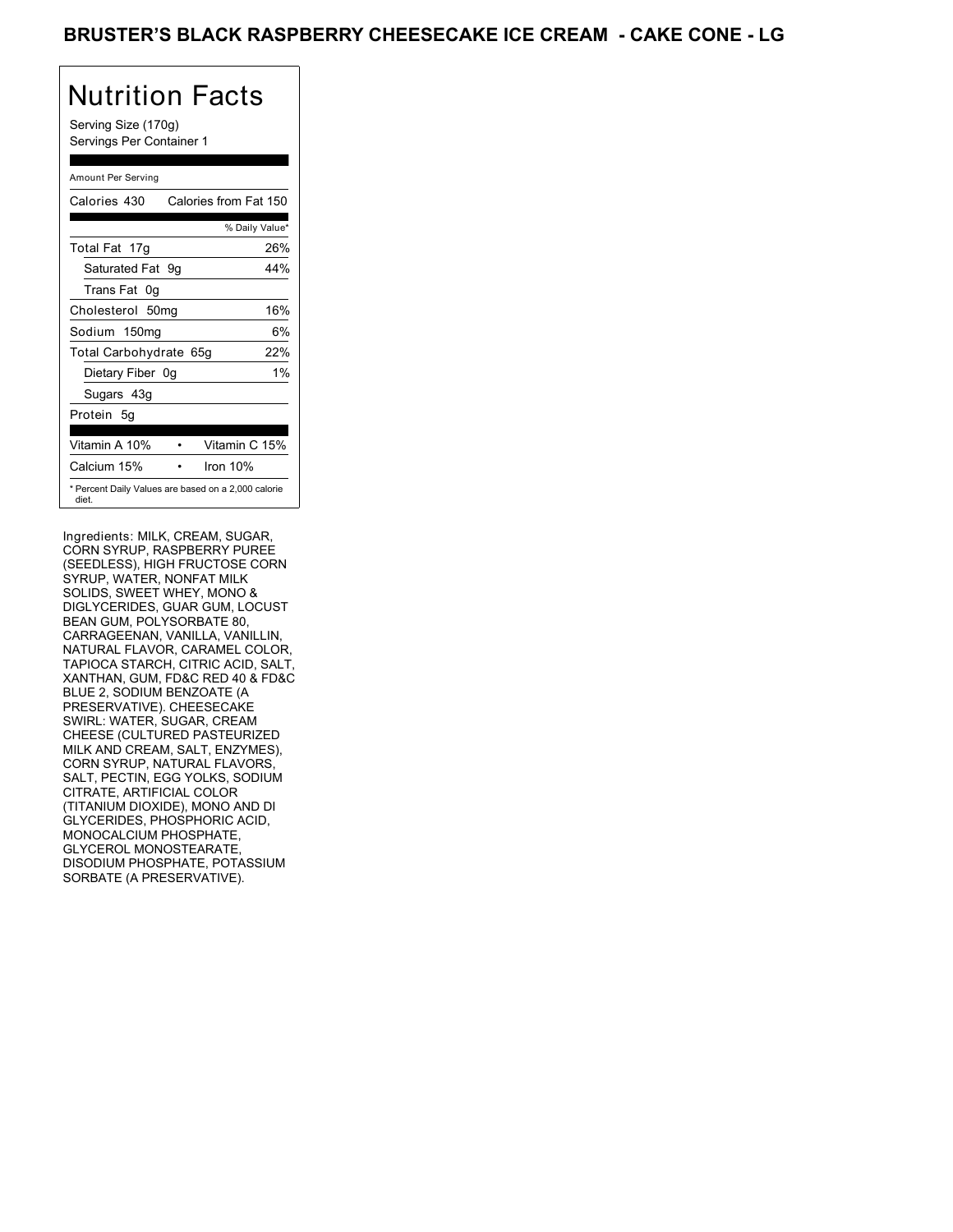# BRUSTER'S BLACK RASPBERRY CHEESECAKE ICE CREAM - CAKE CONE - LG

## Nutrition Facts

Serving Size (170g)
Servings Per Container 1

Amount Per Serving

| Calories 430 | Calories from Fat 150 |
|---|---|
| | % Daily Value* |
| Total Fat 17g | 26% |
| Saturated Fat 9g | 44% |
| Trans Fat 0g | |
| Cholesterol 50mg | 16% |
| Sodium 150mg | 6% |
| Total Carbohydrate 65g | 22% |
| Dietary Fiber 0g | 1% |
| Sugars 43g | |
| Protein 5g | |

| Vitamin A 10% | • | Vitamin C 15% |
|---|---|---|
| Calcium 15% | • | Iron 10% |

* Percent Daily Values are based on a 2,000 calorie diet.

Ingredients: MILK, CREAM, SUGAR, CORN SYRUP, RASPBERRY PUREE (SEEDLESS), HIGH FRUCTOSE CORN SYRUP, WATER, NONFAT MILK SOLIDS, SWEET WHEY, MONO & DIGLYCERIDES, GUAR GUM, LOCUST BEAN GUM, POLYSORBATE 80, CARRAGEENAN, VANILLA, VANILLIN, NATURAL FLAVOR, CARAMEL COLOR, TAPIOCA STARCH, CITRIC ACID, SALT, XANTHAN, GUM, FD&C RED 40 & FD&C BLUE 2, SODIUM BENZOATE (A PRESERVATIVE). CHEESECAKE SWIRL: WATER, SUGAR, CREAM CHEESE (CULTURED PASTEURIZED MILK AND CREAM, SALT, ENZYMES), CORN SYRUP, NATURAL FLAVORS, SALT, PECTIN, EGG YOLKS, SODIUM CITRATE, ARTIFICIAL COLOR (TITANIUM DIOXIDE), MONO AND DI GLYCERIDES, PHOSPHORIC ACID, MONOCALCIUM PHOSPHATE, GLYCEROL MONOSTEARATE, DISODIUM PHOSPHATE, POTASSIUM SORBATE (A PRESERVATIVE).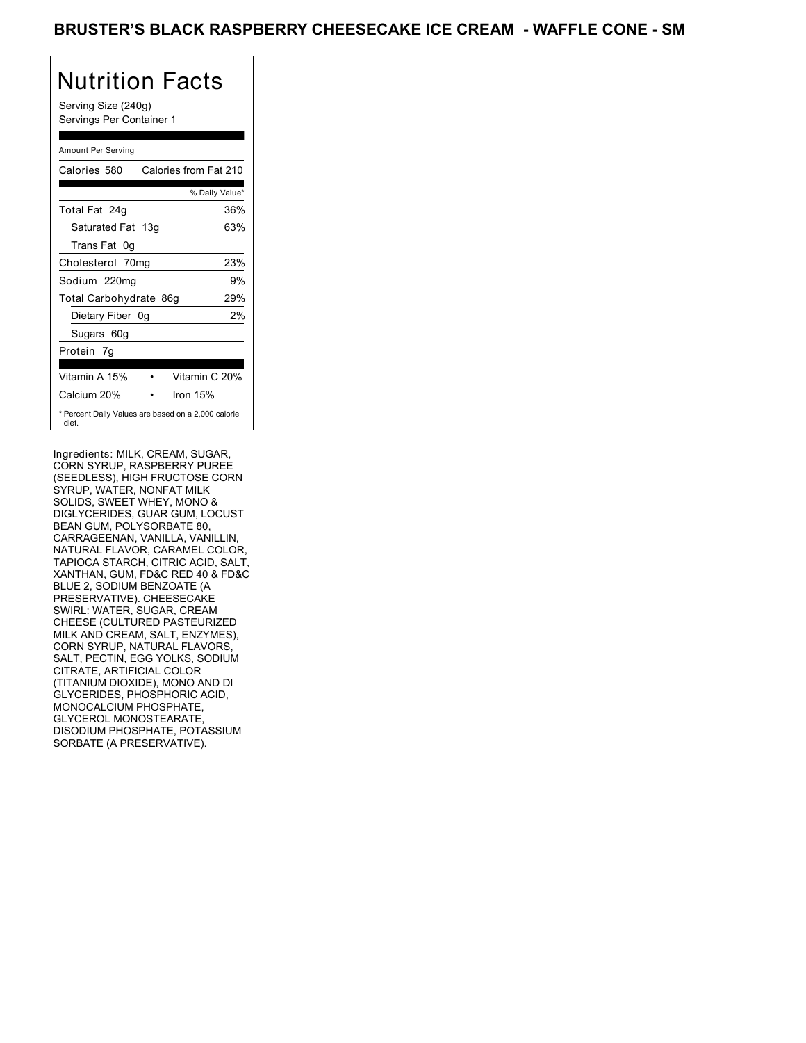# BRUSTER'S BLACK RASPBERRY CHEESECAKE ICE CREAM - WAFFLE CONE - SM

## Nutrition Facts

Serving Size (240g)
Servings Per Container 1

| Amount Per Serving | |
|---|---|
| Calories 580 | Calories from Fat 210 |
| | % Daily Value* |
| Total Fat 24g | 36% |
| Saturated Fat 13g | 63% |
| Trans Fat 0g | |
| Cholesterol 70mg | 23% |
| Sodium 220mg | 9% |
| Total Carbohydrate 86g | 29% |
| Dietary Fiber 0g | 2% |
| Sugars 60g | |
| Protein 7g | |
| Vitamin A 15% | Vitamin C 20% |
| Calcium 20% | Iron 15% |

* Percent Daily Values are based on a 2,000 calorie diet.

Ingredients: MILK, CREAM, SUGAR, CORN SYRUP, RASPBERRY PUREE (SEEDLESS), HIGH FRUCTOSE CORN SYRUP, WATER, NONFAT MILK SOLIDS, SWEET WHEY, MONO & DIGLYCERIDES, GUAR GUM, LOCUST BEAN GUM, POLYSORBATE 80, CARRAGEENAN, VANILLA, VANILLIN, NATURAL FLAVOR, CARAMEL COLOR, TAPIOCA STARCH, CITRIC ACID, SALT, XANTHAN, GUM, FD&C RED 40 & FD&C BLUE 2, SODIUM BENZOATE (A PRESERVATIVE). CHEESECAKE SWIRL: WATER, SUGAR, CREAM CHEESE (CULTURED PASTEURIZED MILK AND CREAM, SALT, ENZYMES), CORN SYRUP, NATURAL FLAVORS, SALT, PECTIN, EGG YOLKS, SODIUM CITRATE, ARTIFICIAL COLOR (TITANIUM DIOXIDE), MONO AND DI GLYCERIDES, PHOSPHORIC ACID, MONOCALCIUM PHOSPHATE, GLYCEROL MONOSTEARATE, DISODIUM PHOSPHATE, POTASSIUM SORBATE (A PRESERVATIVE).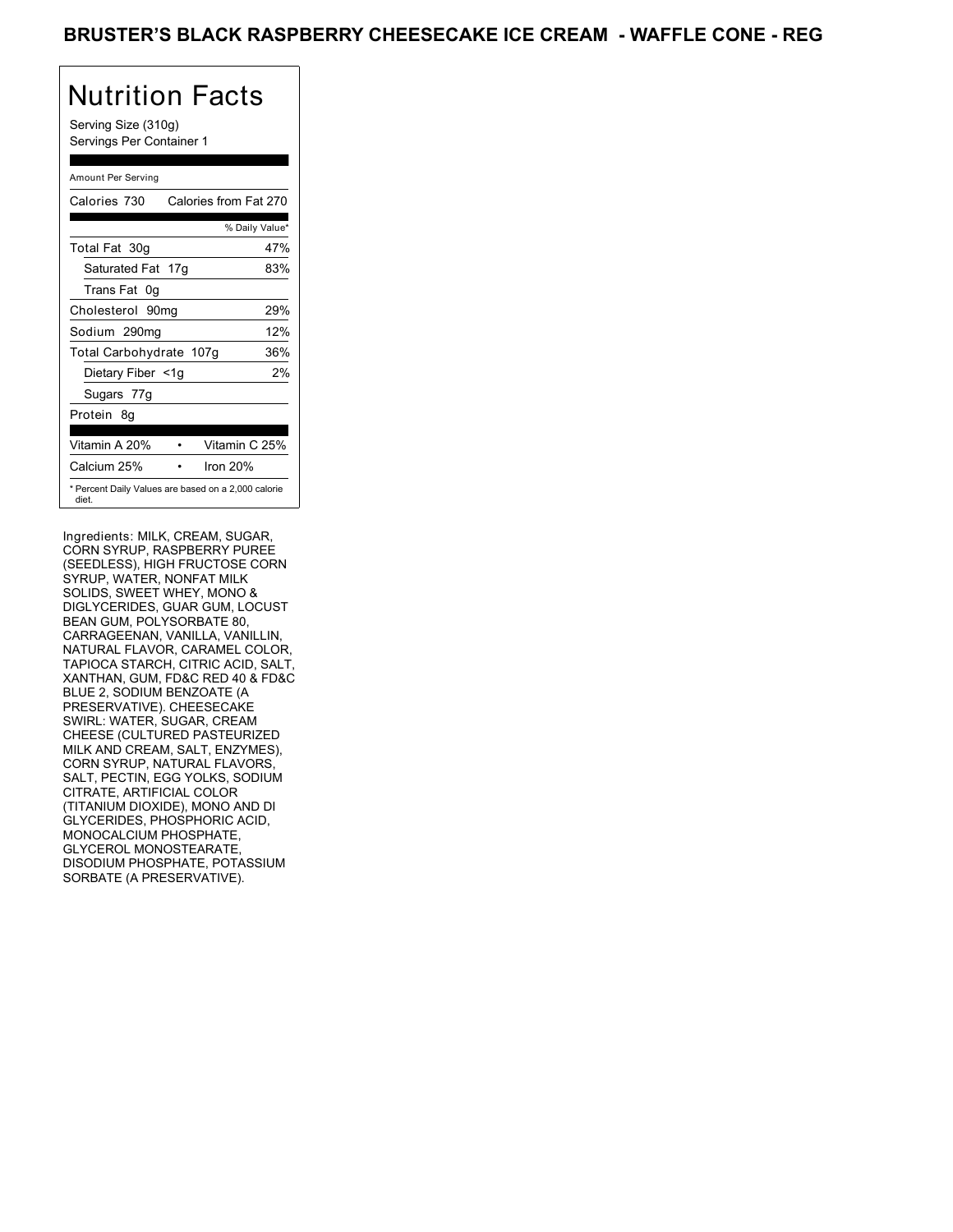# BRUSTER'S BLACK RASPBERRY CHEESECAKE ICE CREAM - WAFFLE CONE - REG

## Nutrition Facts

Serving Size (310g)
Servings Per Container 1

Amount Per Serving

| Calories 730 | Calories from Fat 270 |
|---|---|
| | % Daily Value* |
| Total Fat 30g | 47% |
| Saturated Fat 17g | 83% |
| Trans Fat 0g | |
| Cholesterol 90mg | 29% |
| Sodium 290mg | 12% |
| Total Carbohydrate 107g | 36% |
| Dietary Fiber <1g | 2% |
| Sugars 77g | |
| Protein 8g | |

| Vitamin A 20% | • | Vitamin C 25% |
|---|---|---|
| Calcium 25% | • | Iron 20% |

* Percent Daily Values are based on a 2,000 calorie diet.

Ingredients: MILK, CREAM, SUGAR, CORN SYRUP, RASPBERRY PUREE (SEEDLESS), HIGH FRUCTOSE CORN SYRUP, WATER, NONFAT MILK SOLIDS, SWEET WHEY, MONO & DIGLYCERIDES, GUAR GUM, LOCUST BEAN GUM, POLYSORBATE 80, CARRAGEENAN, VANILLA, VANILLIN, NATURAL FLAVOR, CARAMEL COLOR, TAPIOCA STARCH, CITRIC ACID, SALT, XANTHAN, GUM, FD&C RED 40 & FD&C BLUE 2, SODIUM BENZOATE (A PRESERVATIVE). CHEESECAKE SWIRL: WATER, SUGAR, CREAM CHEESE (CULTURED PASTEURIZED MILK AND CREAM, SALT, ENZYMES), CORN SYRUP, NATURAL FLAVORS, SALT, PECTIN, EGG YOLKS, SODIUM CITRATE, ARTIFICIAL COLOR (TITANIUM DIOXIDE), MONO AND DI GLYCERIDES, PHOSPHORIC ACID, MONOCALCIUM PHOSPHATE, GLYCEROL MONOSTEARATE, DISODIUM PHOSPHATE, POTASSIUM SORBATE (A PRESERVATIVE).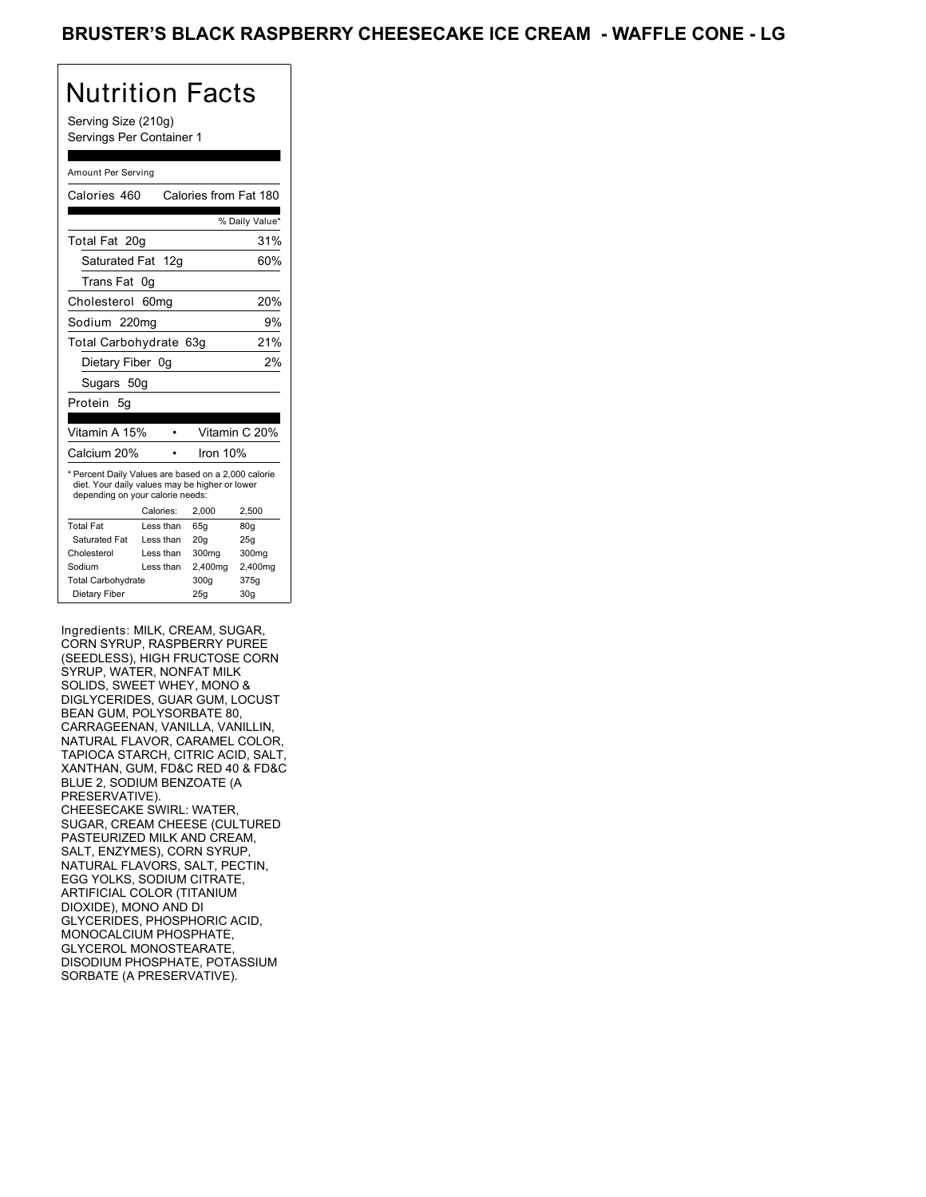# BRUSTER'S BLACK RASPBERRY CHEESECAKE ICE CREAM - WAFFLE CONE - LG

## Nutrition Facts

Serving Size (210g)
Servings Per Container 1

Amount Per Serving

| | |
|---|---|
| Calories 460 | Calories from Fat 180 |
| | % Daily Value* |
| Total Fat 20g | 31% |
| Saturated Fat 12g | 60% |
| Trans Fat 0g | |
| Cholesterol 60mg | 20% |
| Sodium 220mg | 9% |
| Total Carbohydrate 63g | 21% |
| Dietary Fiber 0g | 2% |
| Sugars 50g | |
| Protein 5g | |
| Vitamin A 15% • | Vitamin C 20% |
| Calcium 20% • | Iron 10% |

* Percent Daily Values are based on a 2,000 calorie diet. Your daily values may be higher or lower depending on your calorie needs:

| | Calories: | 2,000 | 2,500 |
|---|---|---|---|
| Total Fat | Less than | 65g | 80g |
| Saturated Fat | Less than | 20g | 25g |
| Cholesterol | Less than | 300mg | 300mg |
| Sodium | Less than | 2,400mg | 2,400mg |
| Total Carbohydrate | | 300g | 375g |
| Dietary Fiber | | 25g | 30g |

Ingredients: MILK, CREAM, SUGAR, CORN SYRUP, RASPBERRY PUREE (SEEDLESS), HIGH FRUCTOSE CORN SYRUP, WATER, NONFAT MILK SOLIDS, SWEET WHEY, MONO & DIGLYCERIDES, GUAR GUM, LOCUST BEAN GUM, POLYSORBATE 80, CARRAGEENAN, VANILLA, VANILLIN, NATURAL FLAVOR, CARAMEL COLOR, TAPIOCA STARCH, CITRIC ACID, SALT, XANTHAN, GUM, FD&C RED 40 & FD&C BLUE 2, SODIUM BENZOATE (A PRESERVATIVE).
CHEESECAKE SWIRL: WATER, SUGAR, CREAM CHEESE (CULTURED PASTEURIZED MILK AND CREAM, SALT, ENZYMES), CORN SYRUP, NATURAL FLAVORS, SALT, PECTIN, EGG YOLKS, SODIUM CITRATE, ARTIFICIAL COLOR (TITANIUM DIOXIDE), MONO AND DI GLYCERIDES, PHOSPHORIC ACID, MONOCALCIUM PHOSPHATE, GLYCEROL MONOSTEARATE, DISODIUM PHOSPHATE, POTASSIUM SORBATE (A PRESERVATIVE).